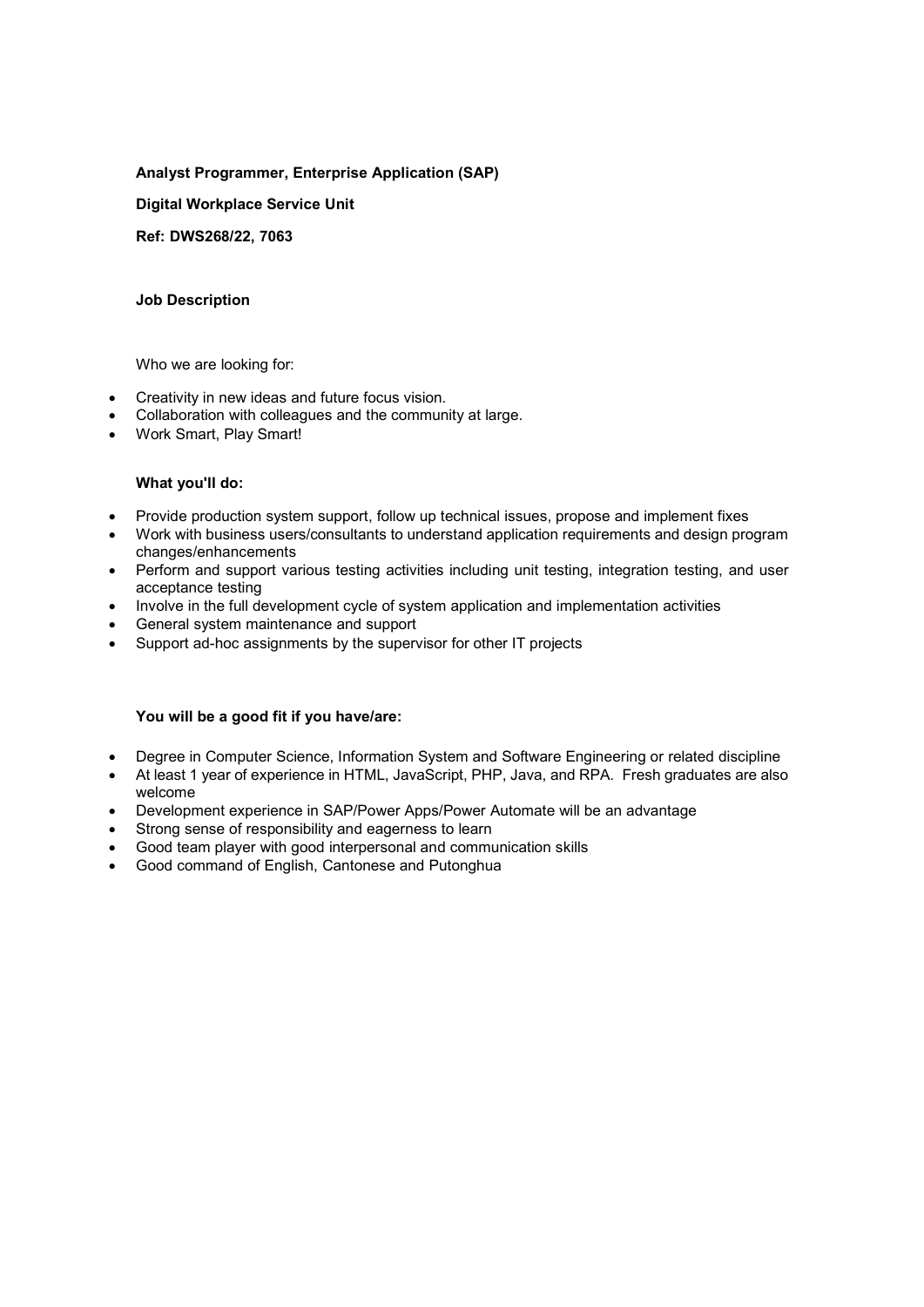**Analyst Programmer, Enterprise Application (SAP)**

**Digital Workplace Service Unit**

**Ref: DWS268/22, 7063**

**Job Description**

Who we are looking for:

- Creativity in new ideas and future focus vision.
- Collaboration with colleagues and the community at large.
- Work Smart, Play Smart!

**What you'll do:**

- Provide production system support, follow up technical issues, propose and implement fixes
- Work with business users/consultants to understand application requirements and design program changes/enhancements
- Perform and support various testing activities including unit testing, integration testing, and user acceptance testing
- Involve in the full development cycle of system application and implementation activities
- General system maintenance and support
- Support ad-hoc assignments by the supervisor for other IT projects

**You will be a good fit if you have/are:**

- Degree in Computer Science, Information System and Software Engineering or related discipline
- At least 1 year of experience in HTML, JavaScript, PHP, Java, and RPA. Fresh graduates are also welcome
- Development experience in SAP/Power Apps/Power Automate will be an advantage
- Strong sense of responsibility and eagerness to learn
- Good team player with good interpersonal and communication skills
- Good command of English, Cantonese and Putonghua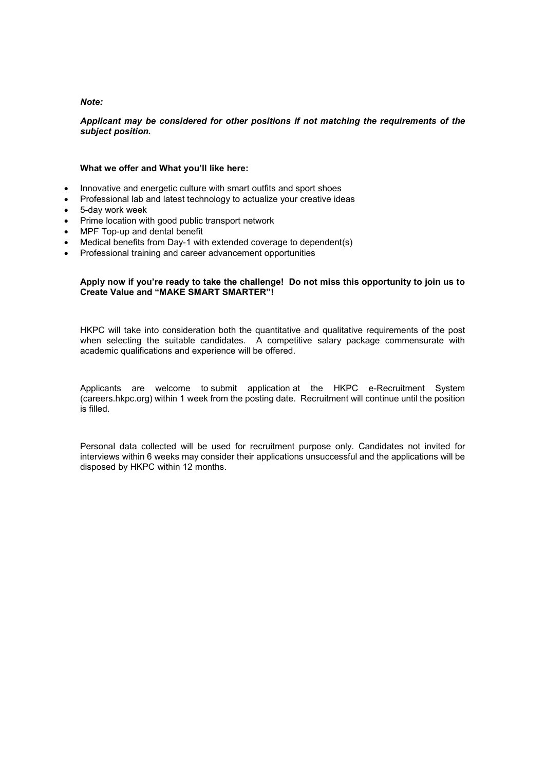***Note:***

***Applicant may be considered for other positions if not matching the requirements of the subject position.***

**What we offer and What you'll like here:**

- Innovative and energetic culture with smart outfits and sport shoes
- Professional lab and latest technology to actualize your creative ideas
- 5-day work week
- Prime location with good public transport network
- MPF Top-up and dental benefit
- Medical benefits from Day-1 with extended coverage to dependent(s)
- Professional training and career advancement opportunities

**Apply now if you're ready to take the challenge! Do not miss this opportunity to join us to Create Value and "MAKE SMART SMARTER"!**

HKPC will take into consideration both the quantitative and qualitative requirements of the post when selecting the suitable candidates. A competitive salary package commensurate with academic qualifications and experience will be offered.

Applicants are welcome to submit application at the HKPC e-Recruitment System (careers.hkpc.org) within 1 week from the posting date. Recruitment will continue until the position is filled.

Personal data collected will be used for recruitment purpose only. Candidates not invited for interviews within 6 weeks may consider their applications unsuccessful and the applications will be disposed by HKPC within 12 months.